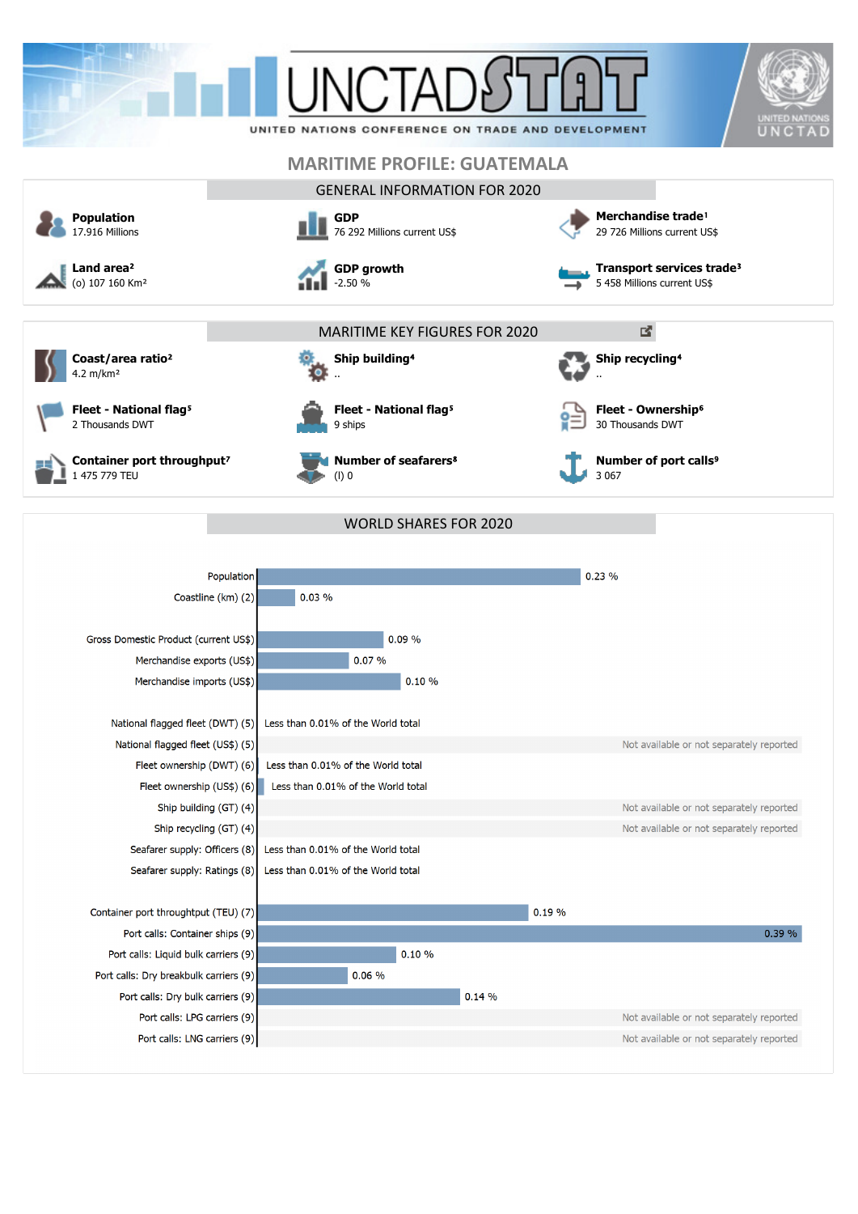UNCTADSTAT

UNITED NATIONS CONFERENCE ON TRADE AND DEVELOPMENT

# MARITIME PROFILE: GUATEMALA

## GENERAL INFORMATION FOR 2020

**Population**
17.916 Millions

**GDP**
76 292 Millions current US$

**Merchandise trade**[1]
29 726 Millions current US$

**Land area**[2]
(o) 107 160 Km²

**GDP growth**
-2.50 %

**Transport services trade**[3]
5 458 Millions current US$

## MARITIME KEY FIGURES FOR 2020

**Coast/area ratio**[2]
4.2 m/km²

**Ship building**[4]
..

**Ship recycling**[4]
..

**Fleet - National flag**[5]
2 Thousands DWT

**Fleet - National flag**[5]
9 ships

**Fleet - Ownership**[6]
30 Thousands DWT

**Container port throughput**[7]
1 475 779 TEU

**Number of seafarers**[8]
(l) 0

**Number of port calls**[9]
3 067

## WORLD SHARES FOR 2020

| Indicator | World share |
|---|---|
| Population | 0.23 % |
| Coastline (km) (2) | 0.03 % |
| Gross Domestic Product (current US$) | 0.09 % |
| Merchandise exports (US$) | 0.07 % |
| Merchandise imports (US$) | 0.10 % |
| National flagged fleet (DWT) (5) | Less than 0.01% of the World total |
| National flagged fleet (US$) (5) | Not available or not separately reported |
| Fleet ownership (DWT) (6) | Less than 0.01% of the World total |
| Fleet ownership (US$) (6) | Less than 0.01% of the World total |
| Ship building (GT) (4) | Not available or not separately reported |
| Ship recycling (GT) (4) | Not available or not separately reported |
| Seafarer supply: Officers (8) | Less than 0.01% of the World total |
| Seafarer supply: Ratings (8) | Less than 0.01% of the World total |
| Container port throughtput (TEU) (7) | 0.19 % |
| Port calls: Container ships (9) | 0.39 % |
| Port calls: Liquid bulk carriers (9) | 0.10 % |
| Port calls: Dry breakbulk carriers (9) | 0.06 % |
| Port calls: Dry bulk carriers (9) | 0.14 % |
| Port calls: LPG carriers (9) | Not available or not separately reported |
| Port calls: LNG carriers (9) | Not available or not separately reported |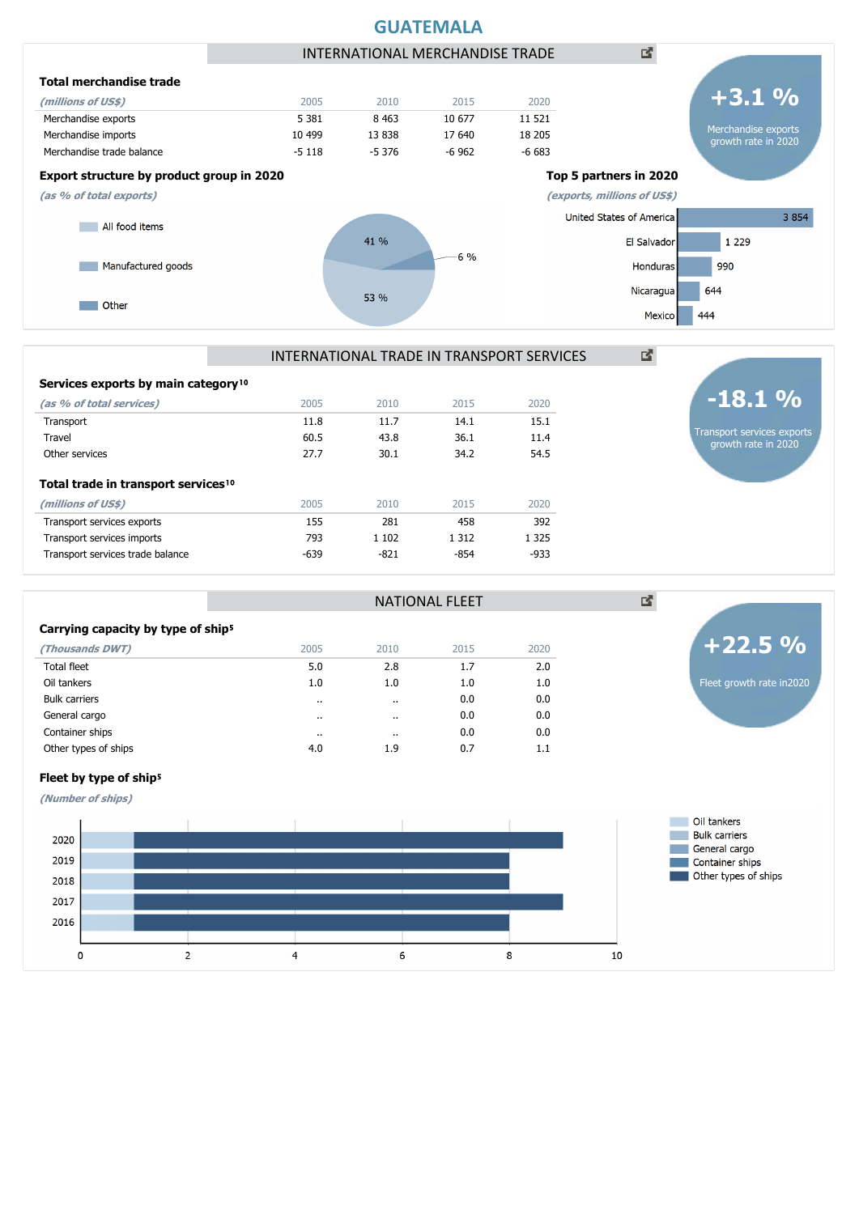# GUATEMALA

## INTERNATIONAL MERCHANDISE TRADE

### Total merchandise trade

| *(millions of US$)* | 2005 | 2010 | 2015 | 2020 |
|---|---|---|---|---|
| Merchandise exports | 5 381 | 8 463 | 10 677 | 11 521 |
| Merchandise imports | 10 499 | 13 838 | 17 640 | 18 205 |
| Merchandise trade balance | -5 118 | -5 376 | -6 962 | -6 683 |

**+3.1 %**
Merchandise exports growth rate in 2020

### Export structure by product group in 2020

*(as % of total exports)*

| Product group | % |
|---|---|
| All food items | 41 % |
| Manufactured goods | 53 % |
| Other | 6 % |

### Top 5 partners in 2020

*(exports, millions of US$)*

| Partner | Exports |
|---|---|
| United States of America | 3 854 |
| El Salvador | 1 229 |
| Honduras | 990 |
| Nicaragua | 644 |
| Mexico | 444 |

## INTERNATIONAL TRADE IN TRANSPORT SERVICES

### Services exports by main category[10]

| *(as % of total services)* | 2005 | 2010 | 2015 | 2020 |
|---|---|---|---|---|
| Transport | 11.8 | 11.7 | 14.1 | 15.1 |
| Travel | 60.5 | 43.8 | 36.1 | 11.4 |
| Other services | 27.7 | 30.1 | 34.2 | 54.5 |

**-18.1 %**
Transport services exports growth rate in 2020

### Total trade in transport services[10]

| *(millions of US$)* | 2005 | 2010 | 2015 | 2020 |
|---|---|---|---|---|
| Transport services exports | 155 | 281 | 458 | 392 |
| Transport services imports | 793 | 1 102 | 1 312 | 1 325 |
| Transport services trade balance | -639 | -821 | -854 | -933 |

## NATIONAL FLEET

### Carrying capacity by type of ship[5]

| *(Thousands DWT)* | 2005 | 2010 | 2015 | 2020 |
|---|---|---|---|---|
| Total fleet | 5.0 | 2.8 | 1.7 | 2.0 |
| Oil tankers | 1.0 | 1.0 | 1.0 | 1.0 |
| Bulk carriers | .. | .. | 0.0 | 0.0 |
| General cargo | .. | .. | 0.0 | 0.0 |
| Container ships | .. | .. | 0.0 | 0.0 |
| Other types of ships | 4.0 | 1.9 | 0.7 | 1.1 |

**+22.5 %**
Fleet growth rate in2020

### Fleet by type of ship[5]

*(Number of ships)*

| Year | Oil tankers | Other types of ships |
|---|---|---|
| 2020 | 1 | 8 |
| 2019 | 1 | 7 |
| 2018 | 1 | 7 |
| 2017 | 1 | 8 |
| 2016 | 1 | 7 |

Legend: Oil tankers, Bulk carriers, General cargo, Container ships, Other types of ships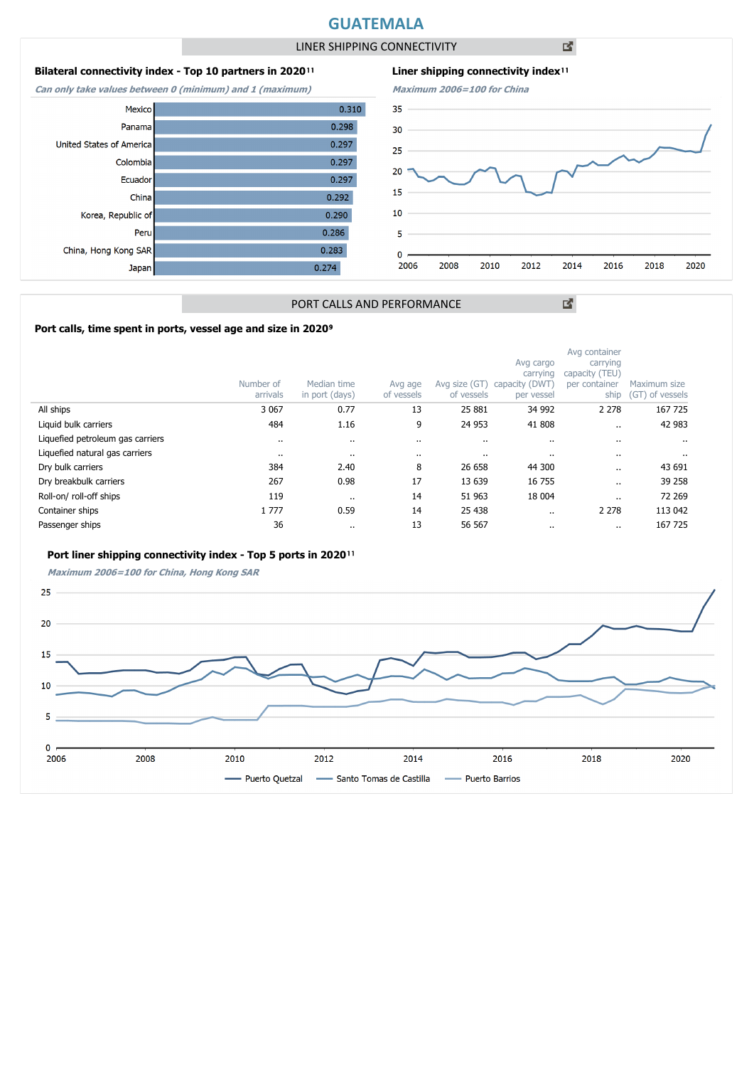# GUATEMALA

## LINER SHIPPING CONNECTIVITY

### Bilateral connectivity index - Top 10 partners in 2020[11]

*Can only take values between 0 (minimum) and 1 (maximum)*

| Partner | Index |
|---|---|
| Mexico | 0.310 |
| Panama | 0.298 |
| United States of America | 0.297 |
| Colombia | 0.297 |
| Ecuador | 0.297 |
| China | 0.292 |
| Korea, Republic of | 0.290 |
| Peru | 0.286 |
| China, Hong Kong SAR | 0.283 |
| Japan | 0.274 |

### Liner shipping connectivity index[11]

*Maximum 2006=100 for China*

## PORT CALLS AND PERFORMANCE

### Port calls, time spent in ports, vessel age and size in 2020[9]

| | Number of arrivals | Median time in port (days) | Avg age of vessels | Avg size (GT) of vessels | Avg cargo carrying capacity (DWT) per vessel | Avg container carrying capacity (TEU) per container ship | Maximum size (GT) of vessels |
|---|---|---|---|---|---|---|---|
| All ships | 3 067 | 0.77 | 13 | 25 881 | 34 992 | 2 278 | 167 725 |
| Liquid bulk carriers | 484 | 1.16 | 9 | 24 953 | 41 808 | .. | 42 983 |
| Liquefied petroleum gas carriers | .. | .. | .. | .. | .. | .. | .. |
| Liquefied natural gas carriers | .. | .. | .. | .. | .. | .. | .. |
| Dry bulk carriers | 384 | 2.40 | 8 | 26 658 | 44 300 | .. | 43 691 |
| Dry breakbulk carriers | 267 | 0.98 | 17 | 13 639 | 16 755 | .. | 39 258 |
| Roll-on/ roll-off ships | 119 | .. | 14 | 51 963 | 18 004 | .. | 72 269 |
| Container ships | 1 777 | 0.59 | 14 | 25 438 | .. | 2 278 | 113 042 |
| Passenger ships | 36 | .. | 13 | 56 567 | .. | .. | 167 725 |

### Port liner shipping connectivity index - Top 5 ports in 2020[11]

*Maximum 2006=100 for China, Hong Kong SAR*

Puerto Quetzal — Santo Tomas de Castilla — Puerto Barrios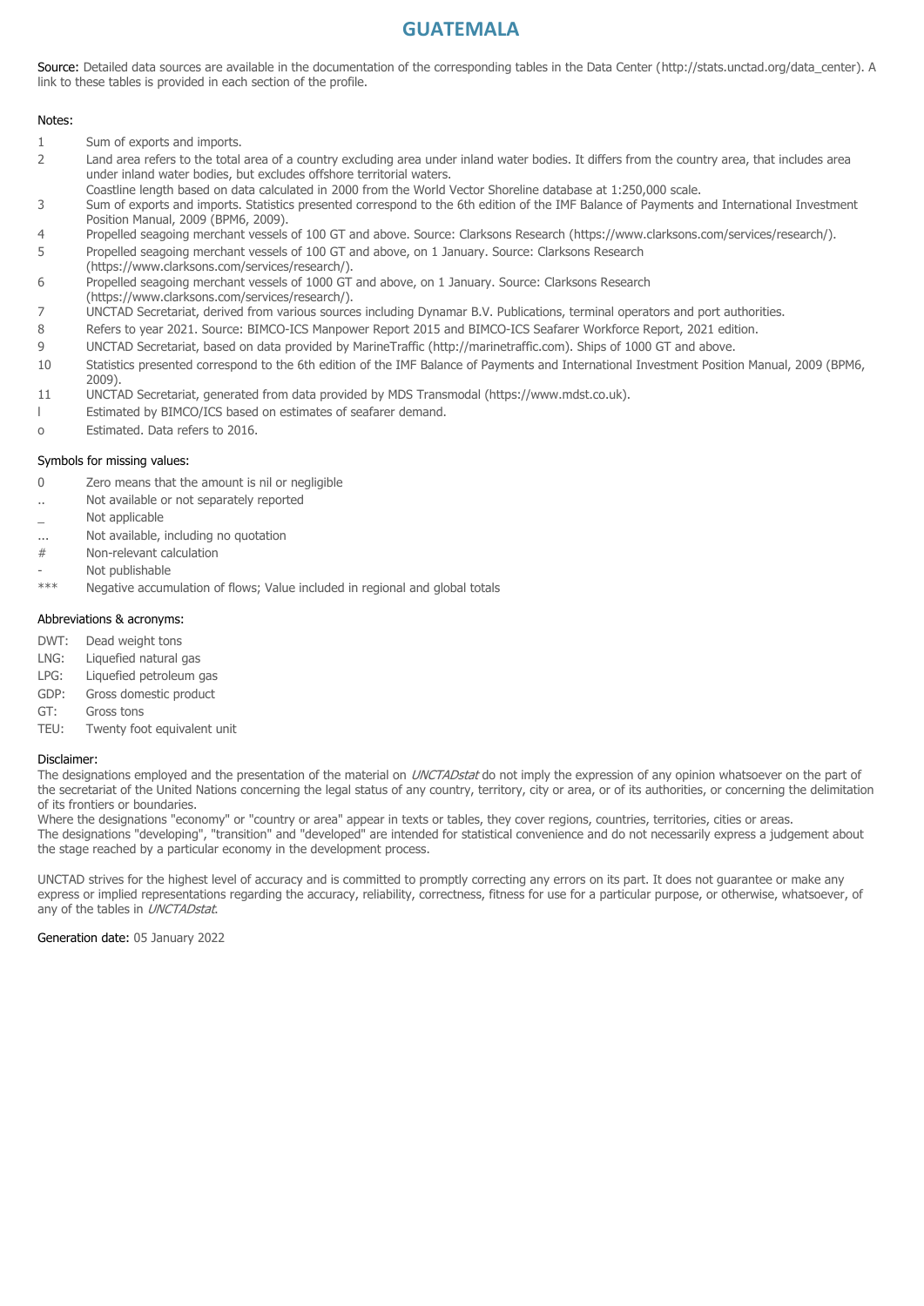# GUATEMALA

Source: Detailed data sources are available in the documentation of the corresponding tables in the Data Center (http://stats.unctad.org/data_center). A link to these tables is provided in each section of the profile.

Notes:

| | |
|---|---|
| 1 | Sum of exports and imports. |
| 2 | Land area refers to the total area of a country excluding area under inland water bodies. It differs from the country area, that includes area under inland water bodies, but excludes offshore territorial waters. Coastline length based on data calculated in 2000 from the World Vector Shoreline database at 1:250,000 scale. |
| 3 | Sum of exports and imports. Statistics presented correspond to the 6th edition of the IMF Balance of Payments and International Investment Position Manual, 2009 (BPM6, 2009). |
| 4 | Propelled seagoing merchant vessels of 100 GT and above. Source: Clarksons Research (https://www.clarksons.com/services/research/). |
| 5 | Propelled seagoing merchant vessels of 100 GT and above, on 1 January. Source: Clarksons Research (https://www.clarksons.com/services/research/). |
| 6 | Propelled seagoing merchant vessels of 1000 GT and above, on 1 January. Source: Clarksons Research (https://www.clarksons.com/services/research/). |
| 7 | UNCTAD Secretariat, derived from various sources including Dynamar B.V. Publications, terminal operators and port authorities. |
| 8 | Refers to year 2021. Source: BIMCO-ICS Manpower Report 2015 and BIMCO-ICS Seafarer Workforce Report, 2021 edition. |
| 9 | UNCTAD Secretariat, based on data provided by MarineTraffic (http://marinetraffic.com). Ships of 1000 GT and above. |
| 10 | Statistics presented correspond to the 6th edition of the IMF Balance of Payments and International Investment Position Manual, 2009 (BPM6, 2009). |
| 11 | UNCTAD Secretariat, generated from data provided by MDS Transmodal (https://www.mdst.co.uk). |
| l | Estimated by BIMCO/ICS based on estimates of seafarer demand. |
| o | Estimated. Data refers to 2016. |

Symbols for missing values:

| | |
|---|---|
| 0 | Zero means that the amount is nil or negligible |
| .. | Not available or not separately reported |
| _ | Not applicable |
| ... | Not available, including no quotation |
| # | Non-relevant calculation |
| - | Not publishable |
| *** | Negative accumulation of flows; Value included in regional and global totals |

Abbreviations & acronyms:

| | |
|---|---|
| DWT: | Dead weight tons |
| LNG: | Liquefied natural gas |
| LPG: | Liquefied petroleum gas |
| GDP: | Gross domestic product |
| GT: | Gross tons |
| TEU: | Twenty foot equivalent unit |

Disclaimer:

The designations employed and the presentation of the material on *UNCTADstat* do not imply the expression of any opinion whatsoever on the part of the secretariat of the United Nations concerning the legal status of any country, territory, city or area, or of its authorities, or concerning the delimitation of its frontiers or boundaries.
Where the designations "economy" or "country or area" appear in texts or tables, they cover regions, countries, territories, cities or areas.
The designations "developing", "transition" and "developed" are intended for statistical convenience and do not necessarily express a judgement about the stage reached by a particular economy in the development process.

UNCTAD strives for the highest level of accuracy and is committed to promptly correcting any errors on its part. It does not guarantee or make any express or implied representations regarding the accuracy, reliability, correctness, fitness for use for a particular purpose, or otherwise, whatsoever, of any of the tables in *UNCTADstat*.

Generation date: 05 January 2022